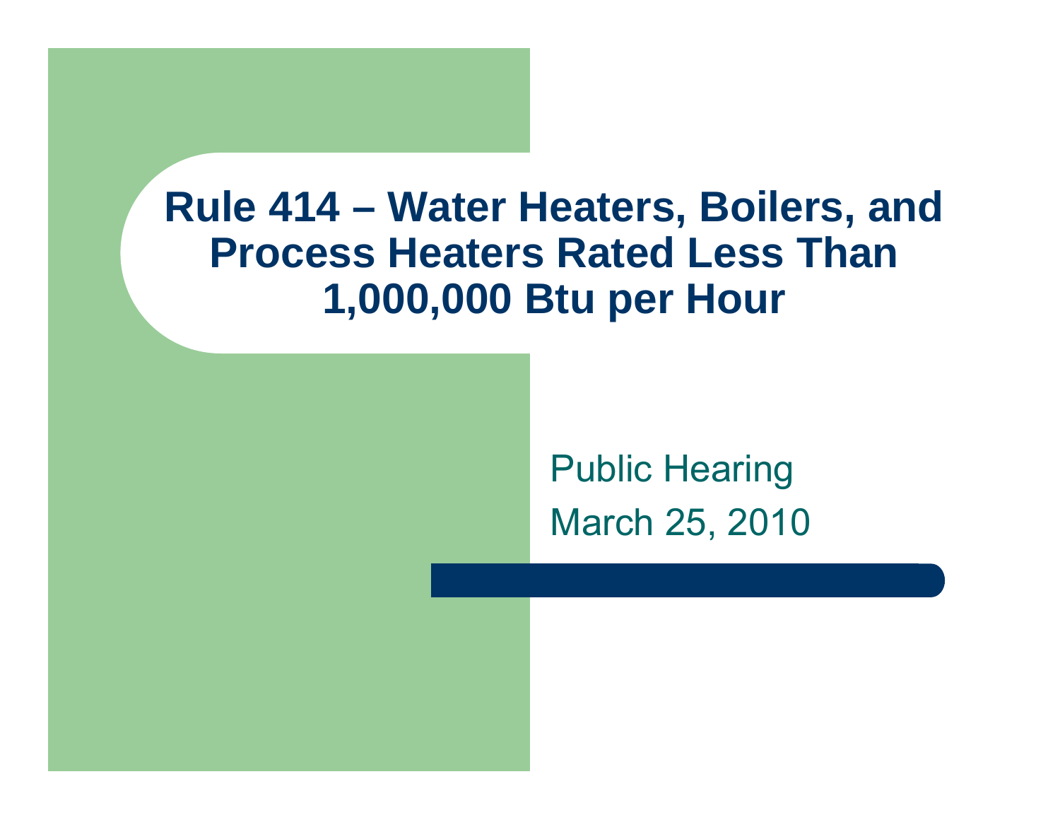# Rule 414 – Water Heaters, Boilers, and Process Heaters Rated Less Than 1,000,000 Btu per Hour

Public Hearing

March 25, 2010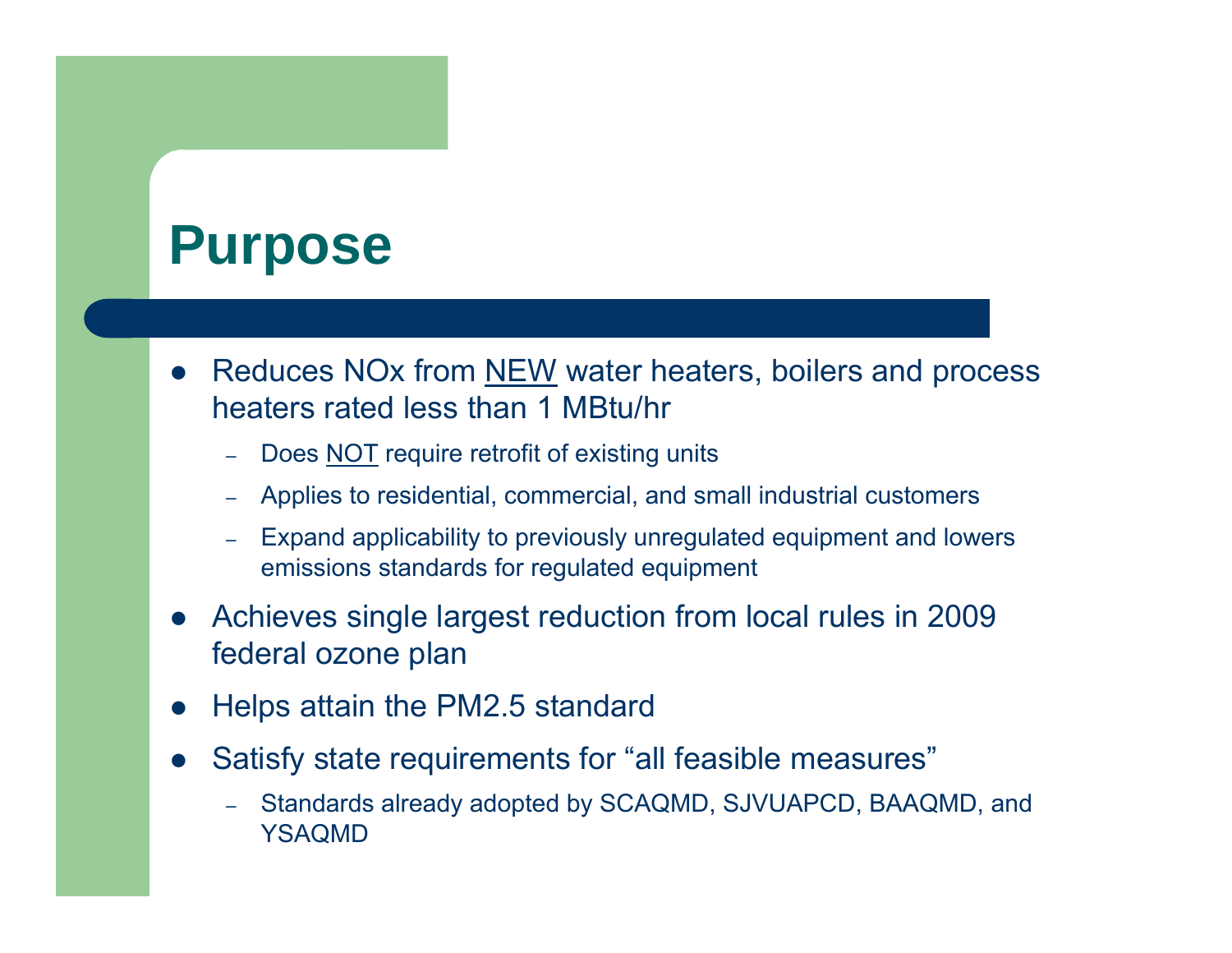# Purpose

- Reduces NOx from NEW water heaters, boilers and process heaters rated less than 1 MBtu/hr
  - Does NOT require retrofit of existing units
  - Applies to residential, commercial, and small industrial customers
  - Expand applicability to previously unregulated equipment and lowers emissions standards for regulated equipment
- Achieves single largest reduction from local rules in 2009 federal ozone plan
- Helps attain the PM2.5 standard
- Satisfy state requirements for “all feasible measures”
  - Standards already adopted by SCAQMD, SJVUAPCD, BAAQMD, and YSAQMD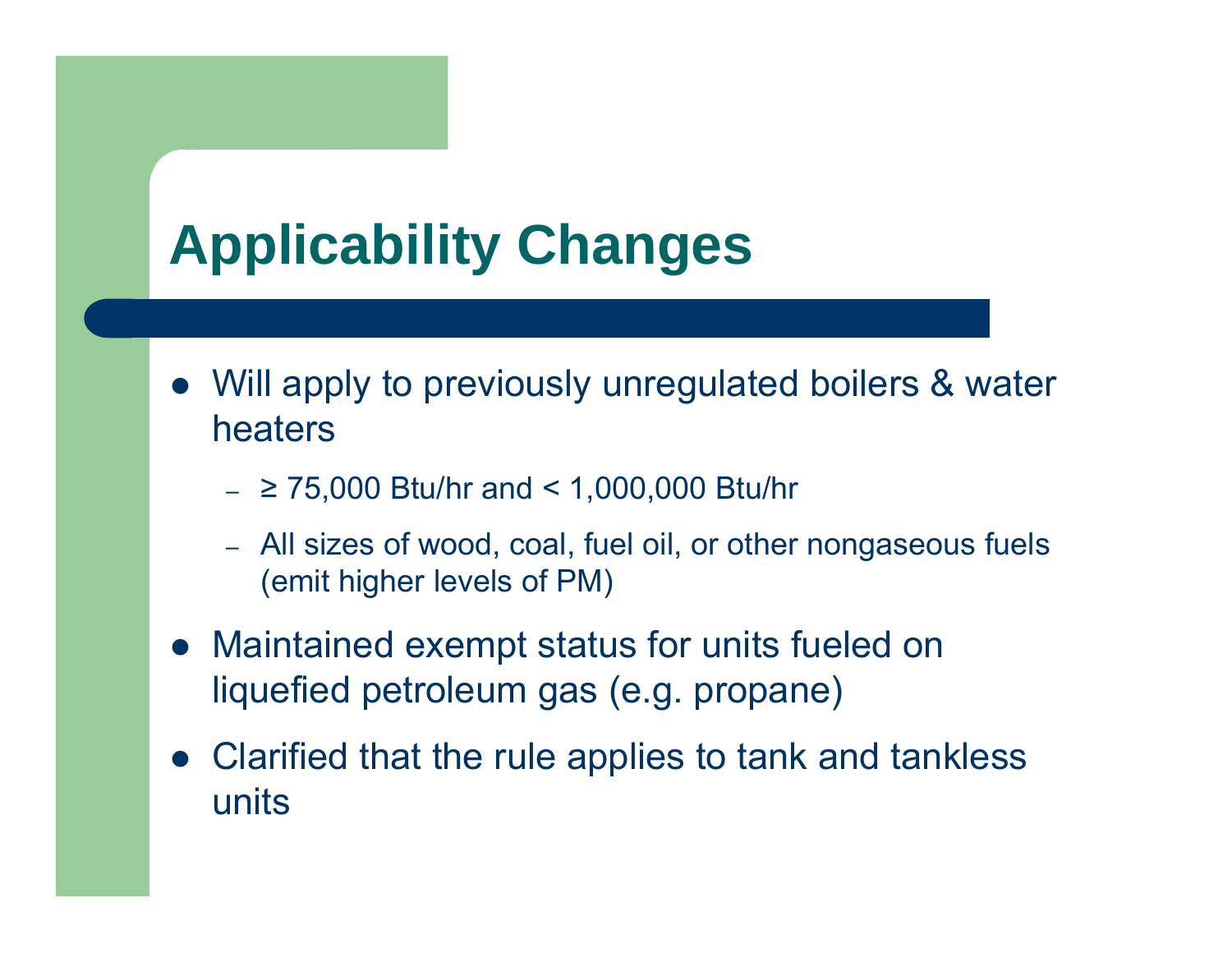# Applicability Changes

- Will apply to previously unregulated boilers & water heaters
  - ≥ 75,000 Btu/hr and < 1,000,000 Btu/hr
  - All sizes of wood, coal, fuel oil, or other nongaseous fuels (emit higher levels of PM)
- Maintained exempt status for units fueled on liquefied petroleum gas (e.g. propane)
- Clarified that the rule applies to tank and tankless units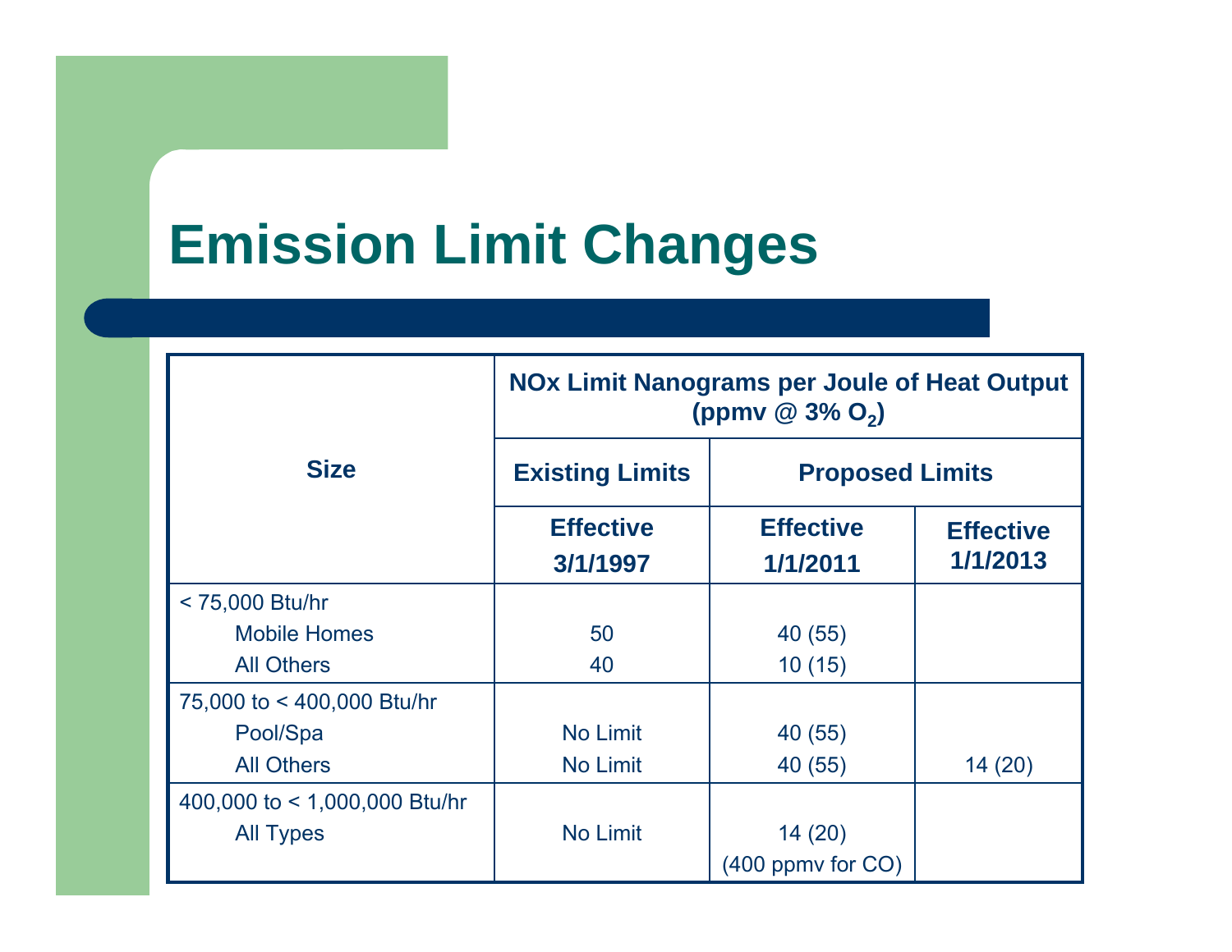# Emission Limit Changes

| Size | NOx Limit Nanograms per Joule of Heat Output (ppmv @ 3% $O_2$) | | |
|---|---|---|---|
| | Existing Limits | Proposed Limits | |
| | Effective 3/1/1997 | Effective 1/1/2011 | Effective 1/1/2013 |
| < 75,000 Btu/hr | | | |
| Mobile Homes | 50 | 40 (55) | |
| All Others | 40 | 10 (15) | |
| 75,000 to < 400,000 Btu/hr | | | |
| Pool/Spa | No Limit | 40 (55) | |
| All Others | No Limit | 40 (55) | 14 (20) |
| 400,000 to < 1,000,000 Btu/hr | | | |
| All Types | No Limit | 14 (20) (400 ppmv for CO) | |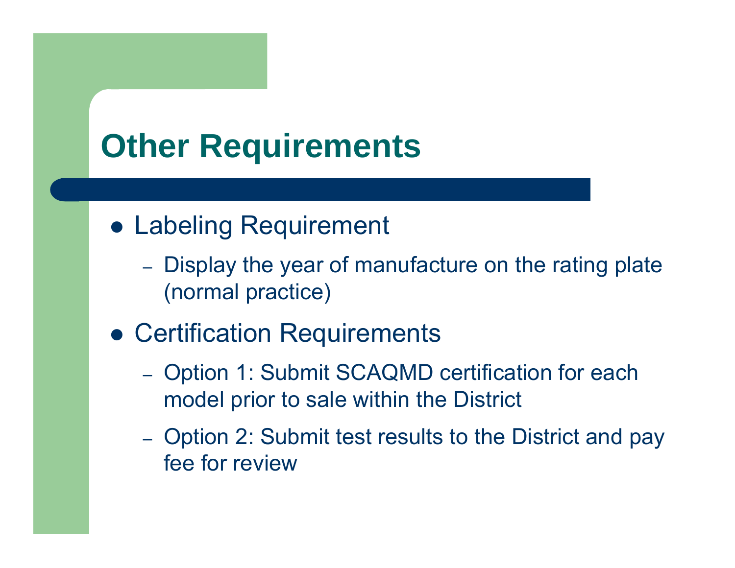# Other Requirements

- Labeling Requirement
  - Display the year of manufacture on the rating plate (normal practice)
- Certification Requirements
  - Option 1: Submit SCAQMD certification for each model prior to sale within the District
  - Option 2: Submit test results to the District and pay fee for review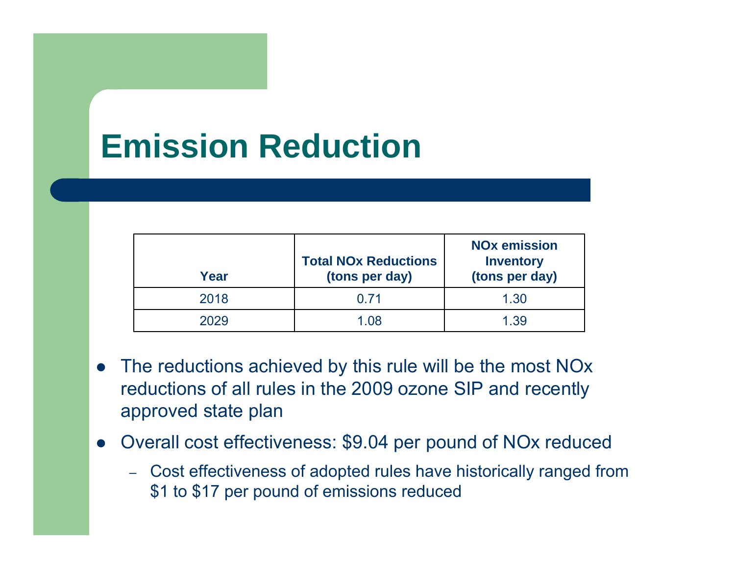# Emission Reduction

| Year | Total NOx Reductions (tons per day) | NOx emission Inventory (tons per day) |
|---|---|---|
| 2018 | 0.71 | 1.30 |
| 2029 | 1.08 | 1.39 |

- The reductions achieved by this rule will be the most NOx reductions of all rules in the 2009 ozone SIP and recently approved state plan
- Overall cost effectiveness: $9.04 per pound of NOx reduced
  - Cost effectiveness of adopted rules have historically ranged from $1 to $17 per pound of emissions reduced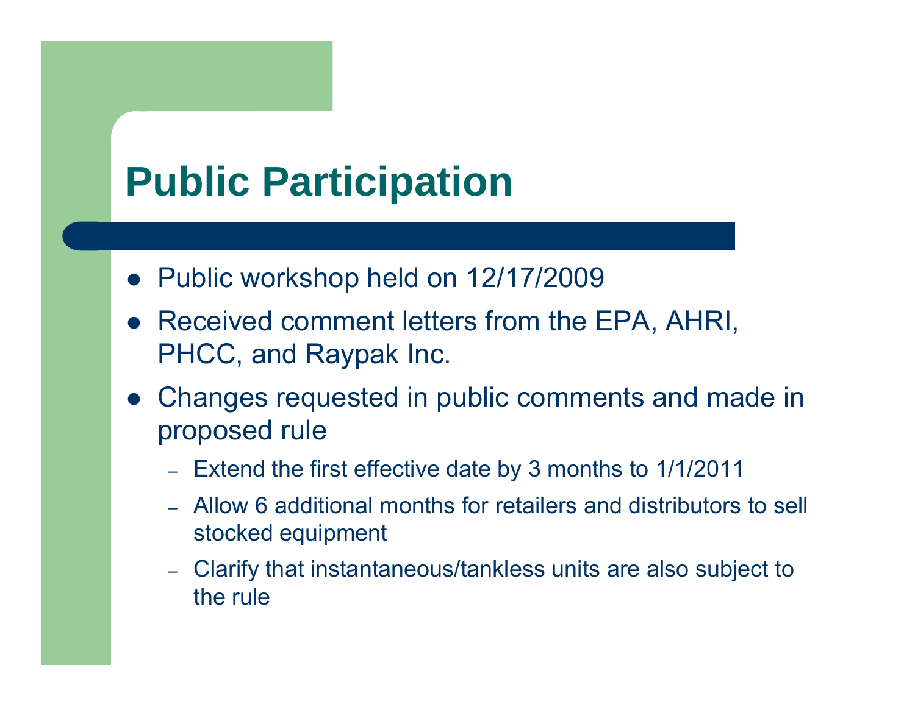# Public Participation

- Public workshop held on 12/17/2009
- Received comment letters from the EPA, AHRI, PHCC, and Raypak Inc.
- Changes requested in public comments and made in proposed rule
  - Extend the first effective date by 3 months to 1/1/2011
  - Allow 6 additional months for retailers and distributors to sell stocked equipment
  - Clarify that instantaneous/tankless units are also subject to the rule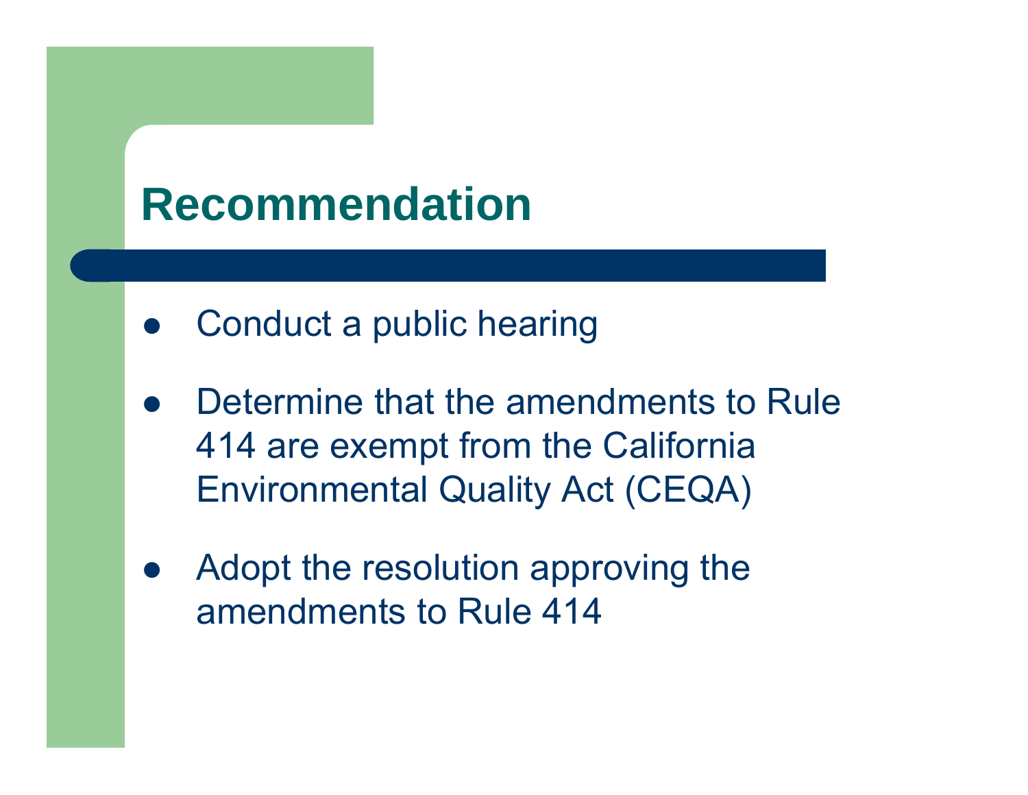# Recommendation

- Conduct a public hearing
- Determine that the amendments to Rule 414 are exempt from the California Environmental Quality Act (CEQA)
- Adopt the resolution approving the amendments to Rule 414